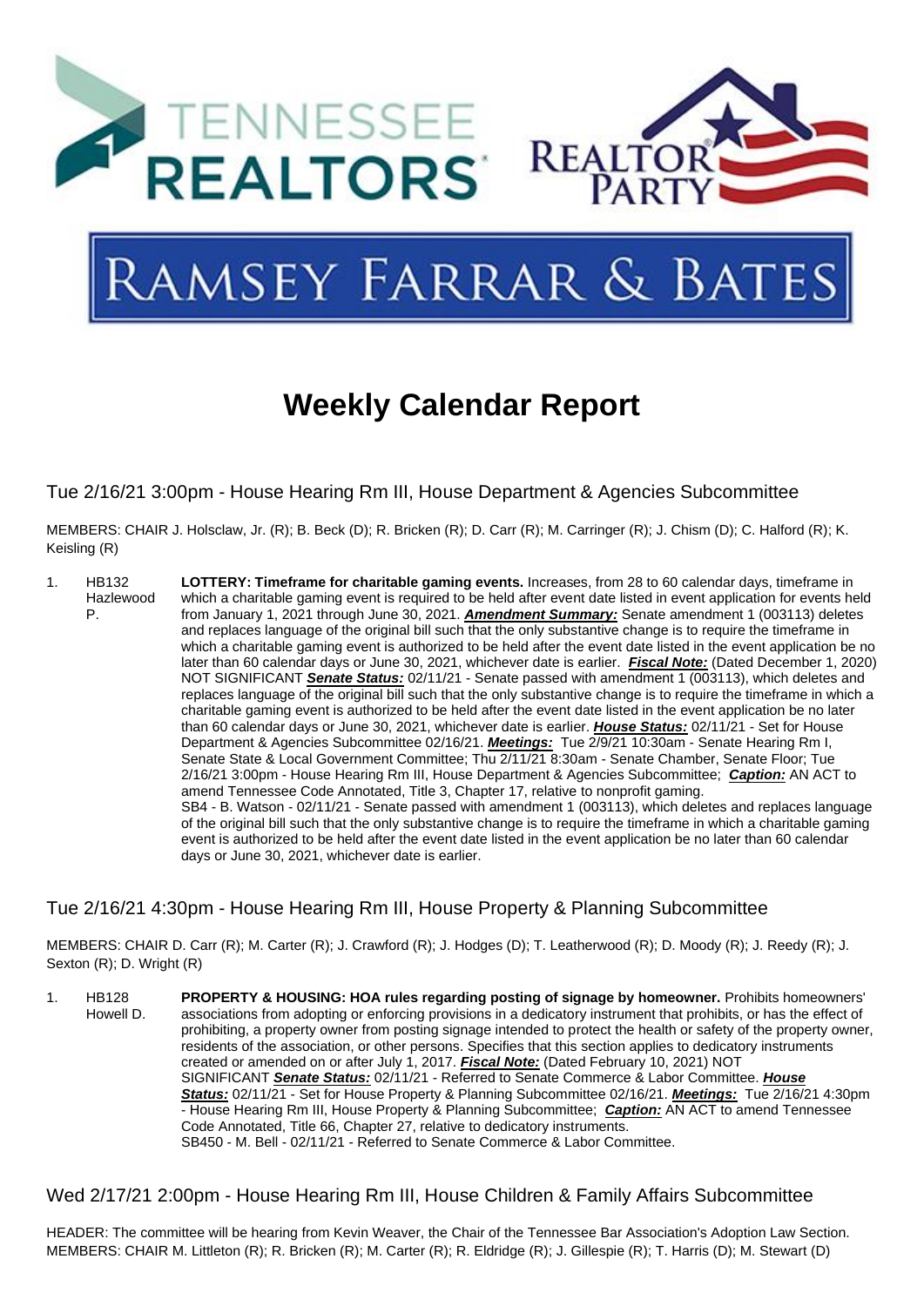# Weekly Calendar Report

## Tue 2/16/21 3:00pm - House Hearing Rm III, House Department & Agencies Subcommittee

MEMBERS: CHAIR J. Holsclaw, Jr. (R); B. Beck (D); R. Bricken (R); D. Carr (R); M. Carringer (R); J. Chism (D); C. Halford (R); K. Keisling (R)

1. HB132 Hazlewood P.

**LOTTERY: Timeframe for charitable gaming events.** Increases, from 28 to 60 calendar days, timeframe in which a charitable gaming event is required to be held after event date listed in event application for events held from January 1, 2021 through June 30, 2021. ***Amendment Summary:*** Senate amendment 1 (003113) deletes and replaces language of the original bill such that the only substantive change is to require the timeframe in which a charitable gaming event is authorized to be held after the event date listed in the event application be no later than 60 calendar days or June 30, 2021, whichever date is earlier. ***Fiscal Note:*** (Dated December 1, 2020) NOT SIGNIFICANT ***Senate Status:*** 02/11/21 - Senate passed with amendment 1 (003113), which deletes and replaces language of the original bill such that the only substantive change is to require the timeframe in which a charitable gaming event is authorized to be held after the event date listed in the event application be no later than 60 calendar days or June 30, 2021, whichever date is earlier. ***House Status:*** 02/11/21 - Set for House Department & Agencies Subcommittee 02/16/21. ***Meetings:*** Tue 2/9/21 10:30am - Senate Hearing Rm I, Senate State & Local Government Committee; Thu 2/11/21 8:30am - Senate Chamber, Senate Floor; Tue 2/16/21 3:00pm - House Hearing Rm III, House Department & Agencies Subcommittee; ***Caption:*** AN ACT to amend Tennessee Code Annotated, Title 3, Chapter 17, relative to nonprofit gaming.

SB4 - B. Watson - 02/11/21 - Senate passed with amendment 1 (003113), which deletes and replaces language of the original bill such that the only substantive change is to require the timeframe in which a charitable gaming event is authorized to be held after the event date listed in the event application be no later than 60 calendar days or June 30, 2021, whichever date is earlier.

## Tue 2/16/21 4:30pm - House Hearing Rm III, House Property & Planning Subcommittee

MEMBERS: CHAIR D. Carr (R); M. Carter (R); J. Crawford (R); J. Hodges (D); T. Leatherwood (R); D. Moody (R); J. Reedy (R); J. Sexton (R); D. Wright (R)

1. HB128 Howell D.

**PROPERTY & HOUSING: HOA rules regarding posting of signage by homeowner.** Prohibits homeowners' associations from adopting or enforcing provisions in a dedicatory instrument that prohibits, or has the effect of prohibiting, a property owner from posting signage intended to protect the health or safety of the property owner, residents of the association, or other persons. Specifies that this section applies to dedicatory instruments created or amended on or after July 1, 2017. ***Fiscal Note:*** (Dated February 10, 2021) NOT SIGNIFICANT ***Senate Status:*** 02/11/21 - Referred to Senate Commerce & Labor Committee. ***House Status:*** 02/11/21 - Set for House Property & Planning Subcommittee 02/16/21. ***Meetings:*** Tue 2/16/21 4:30pm - House Hearing Rm III, House Property & Planning Subcommittee; ***Caption:*** AN ACT to amend Tennessee Code Annotated, Title 66, Chapter 27, relative to dedicatory instruments.

SB450 - M. Bell - 02/11/21 - Referred to Senate Commerce & Labor Committee.

## Wed 2/17/21 2:00pm - House Hearing Rm III, House Children & Family Affairs Subcommittee

HEADER: The committee will be hearing from Kevin Weaver, the Chair of the Tennessee Bar Association's Adoption Law Section.
MEMBERS: CHAIR M. Littleton (R); R. Bricken (R); M. Carter (R); R. Eldridge (R); J. Gillespie (R); T. Harris (D); M. Stewart (D)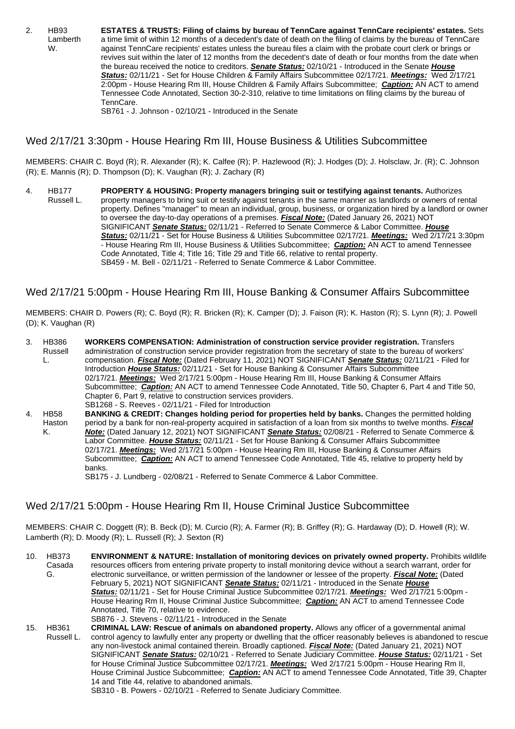2. HB93 Lamberth W. **ESTATES & TRUSTS: Filing of claims by bureau of TennCare against TennCare recipients' estates.** Sets a time limit of within 12 months of a decedent's date of death on the filing of claims by the bureau of TennCare against TennCare recipients' estates unless the bureau files a claim with the probate court clerk or brings or revives suit within the later of 12 months from the decedent's date of death or four months from the date when the bureau received the notice to creditors. ***Senate Status:*** 02/10/21 - Introduced in the Senate ***House Status:*** 02/11/21 - Set for House Children & Family Affairs Subcommittee 02/17/21. ***Meetings:*** Wed 2/17/21 2:00pm - House Hearing Rm III, House Children & Family Affairs Subcommittee; ***Caption:*** AN ACT to amend Tennessee Code Annotated, Section 30-2-310, relative to time limitations on filing claims by the bureau of TennCare.
SB761 - J. Johnson - 02/10/21 - Introduced in the Senate

## Wed 2/17/21 3:30pm - House Hearing Rm III, House Business & Utilities Subcommittee

MEMBERS: CHAIR C. Boyd (R); R. Alexander (R); K. Calfee (R); P. Hazlewood (R); J. Hodges (D); J. Holsclaw, Jr. (R); C. Johnson (R); E. Mannis (R); D. Thompson (D); K. Vaughan (R); J. Zachary (R)

4. HB177 Russell L. **PROPERTY & HOUSING: Property managers bringing suit or testifying against tenants.** Authorizes property managers to bring suit or testify against tenants in the same manner as landlords or owners of rental property. Defines "manager" to mean an individual, group, business, or organization hired by a landlord or owner to oversee the day-to-day operations of a premises. ***Fiscal Note:*** (Dated January 26, 2021) NOT SIGNIFICANT ***Senate Status:*** 02/11/21 - Referred to Senate Commerce & Labor Committee. ***House Status:*** 02/11/21 - Set for House Business & Utilities Subcommittee 02/17/21. ***Meetings:*** Wed 2/17/21 3:30pm - House Hearing Rm III, House Business & Utilities Subcommittee; ***Caption:*** AN ACT to amend Tennessee Code Annotated, Title 4; Title 16; Title 29 and Title 66, relative to rental property.
SB459 - M. Bell - 02/11/21 - Referred to Senate Commerce & Labor Committee.

## Wed 2/17/21 5:00pm - House Hearing Rm III, House Banking & Consumer Affairs Subcommittee

MEMBERS: CHAIR D. Powers (R); C. Boyd (R); R. Bricken (R); K. Camper (D); J. Faison (R); K. Haston (R); S. Lynn (R); J. Powell (D); K. Vaughan (R)

3. HB386 Russell L. **WORKERS COMPENSATION: Administration of construction service provider registration.** Transfers administration of construction service provider registration from the secretary of state to the bureau of workers' compensation. ***Fiscal Note:*** (Dated February 11, 2021) NOT SIGNIFICANT ***Senate Status:*** 02/11/21 - Filed for Introduction ***House Status:*** 02/11/21 - Set for House Banking & Consumer Affairs Subcommittee 02/17/21. ***Meetings:*** Wed 2/17/21 5:00pm - House Hearing Rm III, House Banking & Consumer Affairs Subcommittee; ***Caption:*** AN ACT to amend Tennessee Code Annotated, Title 50, Chapter 6, Part 4 and Title 50, Chapter 6, Part 9, relative to construction services providers.
SB1268 - S. Reeves - 02/11/21 - Filed for Introduction
4. HB58 Haston K. **BANKING & CREDIT: Changes holding period for properties held by banks.** Changes the permitted holding period by a bank for non-real-property acquired in satisfaction of a loan from six months to twelve months. ***Fiscal Note:*** (Dated January 12, 2021) NOT SIGNIFICANT ***Senate Status:*** 02/08/21 - Referred to Senate Commerce & Labor Committee. ***House Status:*** 02/11/21 - Set for House Banking & Consumer Affairs Subcommittee 02/17/21. ***Meetings:*** Wed 2/17/21 5:00pm - House Hearing Rm III, House Banking & Consumer Affairs Subcommittee; ***Caption:*** AN ACT to amend Tennessee Code Annotated, Title 45, relative to property held by banks.
SB175 - J. Lundberg - 02/08/21 - Referred to Senate Commerce & Labor Committee.

## Wed 2/17/21 5:00pm - House Hearing Rm II, House Criminal Justice Subcommittee

MEMBERS: CHAIR C. Doggett (R); B. Beck (D); M. Curcio (R); A. Farmer (R); B. Griffey (R); G. Hardaway (D); D. Howell (R); W. Lamberth (R); D. Moody (R); L. Russell (R); J. Sexton (R)

10. HB373 Casada G. **ENVIRONMENT & NATURE: Installation of monitoring devices on privately owned property.** Prohibits wildlife resources officers from entering private property to install monitoring device without a search warrant, order for electronic surveillance, or written permission of the landowner or lessee of the property. ***Fiscal Note:*** (Dated February 5, 2021) NOT SIGNIFICANT ***Senate Status:*** 02/11/21 - Introduced in the Senate ***House Status:*** 02/11/21 - Set for House Criminal Justice Subcommittee 02/17/21. ***Meetings:*** Wed 2/17/21 5:00pm - House Hearing Rm II, House Criminal Justice Subcommittee; ***Caption:*** AN ACT to amend Tennessee Code Annotated, Title 70, relative to evidence.
SB876 - J. Stevens - 02/11/21 - Introduced in the Senate
15. HB361 Russell L. **CRIMINAL LAW: Rescue of animals on abandoned property.** Allows any officer of a governmental animal control agency to lawfully enter any property or dwelling that the officer reasonably believes is abandoned to rescue any non-livestock animal contained therein. Broadly captioned. ***Fiscal Note:*** (Dated January 21, 2021) NOT SIGNIFICANT ***Senate Status:*** 02/10/21 - Referred to Senate Judiciary Committee. ***House Status:*** 02/11/21 - Set for House Criminal Justice Subcommittee 02/17/21. ***Meetings:*** Wed 2/17/21 5:00pm - House Hearing Rm II, House Criminal Justice Subcommittee; ***Caption:*** AN ACT to amend Tennessee Code Annotated, Title 39, Chapter 14 and Title 44, relative to abandoned animals.
SB310 - B. Powers - 02/10/21 - Referred to Senate Judiciary Committee.